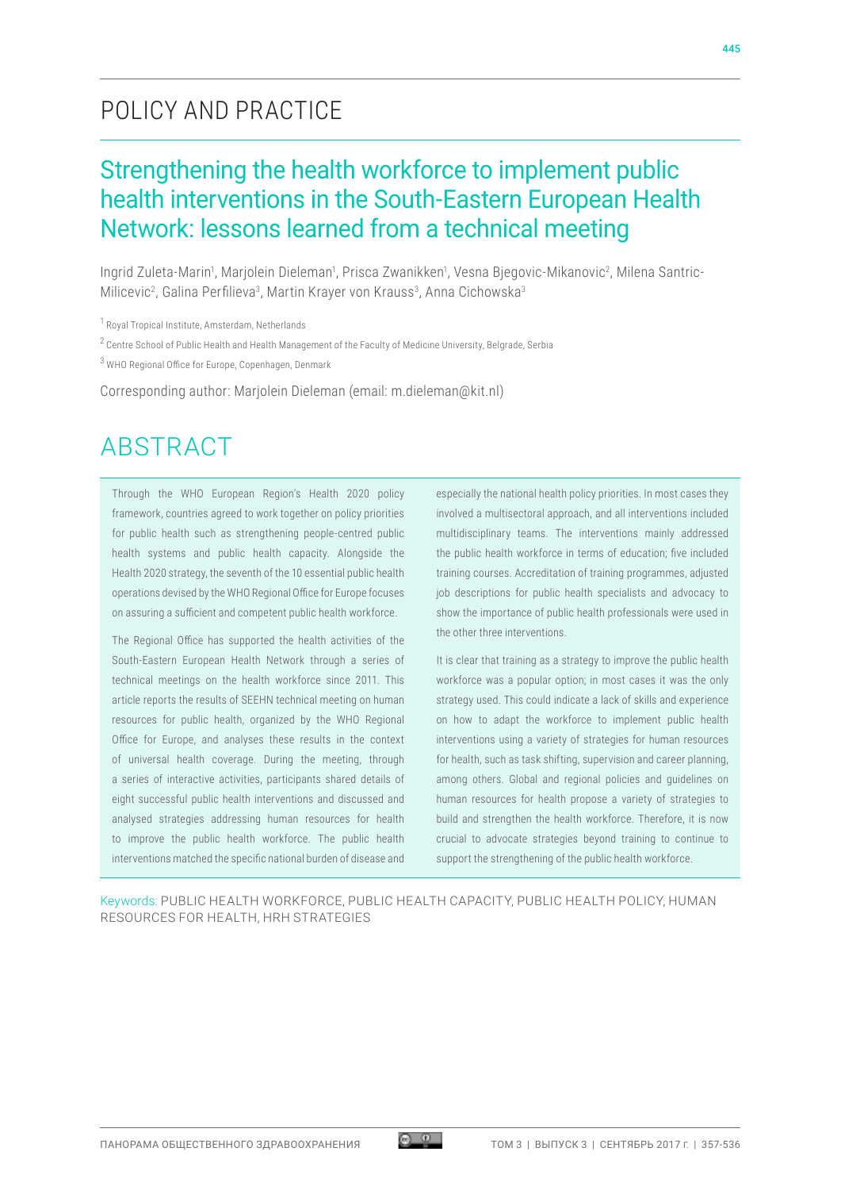# POLICY AND PRACTICE

## Strengthening the health workforce to implement public health interventions in the South-Eastern European Health Network: lessons learned from a technical meeting

Ingrid Zuleta-Marin[1], Marjolein Dieleman[1], Prisca Zwanikken[1], Vesna Bjegovic-Mikanovic[2], Milena Santric-Milicevic[2], Galina Perfilieva[3], Martin Krayer von Krauss[3], Anna Cichowska[3]

[1] Royal Tropical Institute, Amsterdam, Netherlands

[2] Centre School of Public Health and Health Management of the Faculty of Medicine University, Belgrade, Serbia

[3] WHO Regional Office for Europe, Copenhagen, Denmark

Corresponding author: Marjolein Dieleman (email: m.dieleman@kit.nl)

## ABSTRACT

Through the WHO European Region's Health 2020 policy framework, countries agreed to work together on policy priorities for public health such as strengthening people-centred public health systems and public health capacity. Alongside the Health 2020 strategy, the seventh of the 10 essential public health operations devised by the WHO Regional Office for Europe focuses on assuring a sufficient and competent public health workforce.

The Regional Office has supported the health activities of the South-Eastern European Health Network through a series of technical meetings on the health workforce since 2011. This article reports the results of SEEHN technical meeting on human resources for public health, organized by the WHO Regional Office for Europe, and analyses these results in the context of universal health coverage. During the meeting, through a series of interactive activities, participants shared details of eight successful public health interventions and discussed and analysed strategies addressing human resources for health to improve the public health workforce. The public health interventions matched the specific national burden of disease and especially the national health policy priorities. In most cases they involved a multisectoral approach, and all interventions included multidisciplinary teams. The interventions mainly addressed the public health workforce in terms of education; five included training courses. Accreditation of training programmes, adjusted job descriptions for public health specialists and advocacy to show the importance of public health professionals were used in the other three interventions.

It is clear that training as a strategy to improve the public health workforce was a popular option; in most cases it was the only strategy used. This could indicate a lack of skills and experience on how to adapt the workforce to implement public health interventions using a variety of strategies for human resources for health, such as task shifting, supervision and career planning, among others. Global and regional policies and guidelines on human resources for health propose a variety of strategies to build and strengthen the health workforce. Therefore, it is now crucial to advocate strategies beyond training to continue to support the strengthening of the public health workforce.

Keywords: PUBLIC HEALTH WORKFORCE, PUBLIC HEALTH CAPACITY, PUBLIC HEALTH POLICY, HUMAN RESOURCES FOR HEALTH, HRH STRATEGIES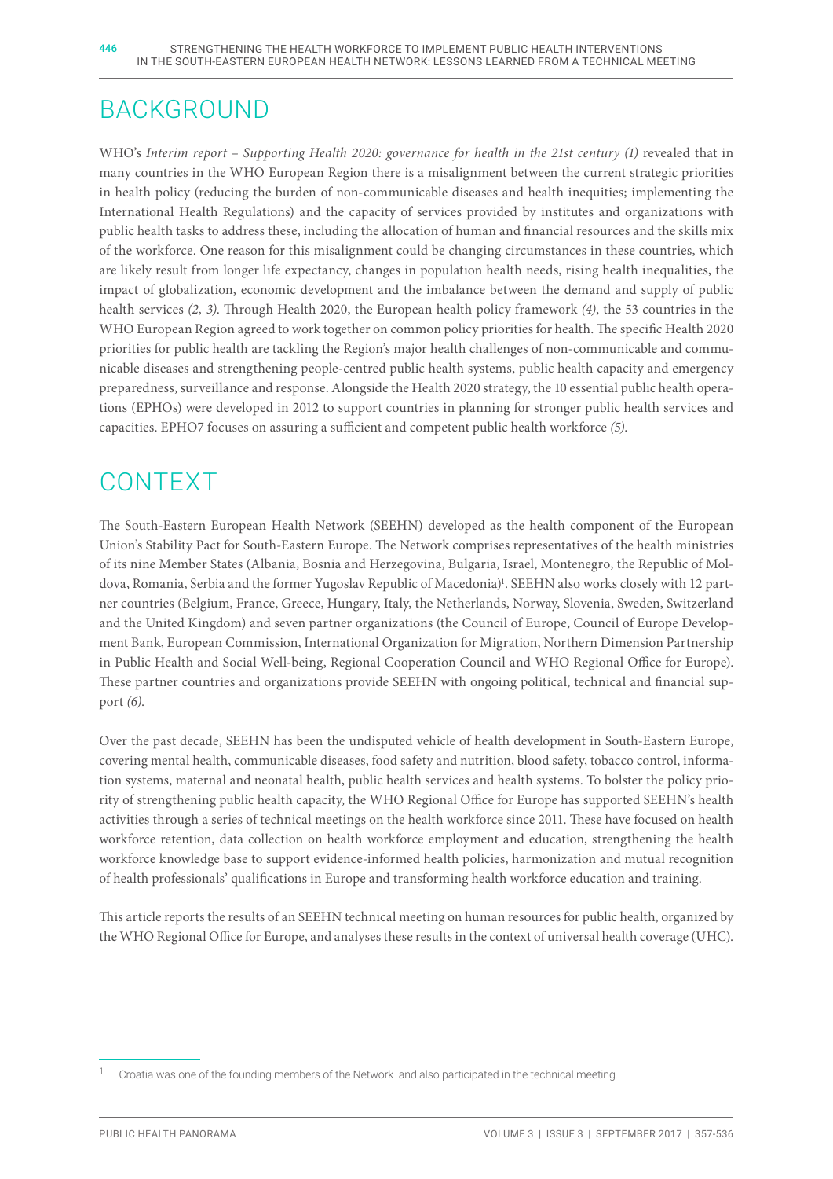## BACKGROUND

WHO's *Interim report – Supporting Health 2020: governance for health in the 21st century (1)* revealed that in many countries in the WHO European Region there is a misalignment between the current strategic priorities in health policy (reducing the burden of non-communicable diseases and health inequities; implementing the International Health Regulations) and the capacity of services provided by institutes and organizations with public health tasks to address these, including the allocation of human and financial resources and the skills mix of the workforce. One reason for this misalignment could be changing circumstances in these countries, which are likely result from longer life expectancy, changes in population health needs, rising health inequities, the impact of globalization, economic development and the imbalance between the demand and supply of public health services *(2, 3)*. Through Health 2020, the European health policy framework *(4)*, the 53 countries in the WHO European Region agreed to work together on common policy priorities for health. The specific Health 2020 priorities for public health are tackling the Region's major health challenges of non-communicable and communicable diseases and strengthening people-centred public health systems, public health capacity and emergency preparedness, surveillance and response. Alongside the Health 2020 strategy, the 10 essential public health operations (EPHOs) were developed in 2012 to support countries in planning for stronger public health services and capacities. EPHO7 focuses on assuring a sufficient and competent public health workforce *(5)*.

## CONTEXT

The South-Eastern European Health Network (SEEHN) developed as the health component of the European Union's Stability Pact for South-Eastern Europe. The Network comprises representatives of the health ministries of its nine Member States (Albania, Bosnia and Herzegovina, Bulgaria, Israel, Montenegro, the Republic of Moldova, Romania, Serbia and the former Yugoslav Republic of Macedonia)[1]. SEEHN also works closely with 12 partner countries (Belgium, France, Greece, Hungary, Italy, the Netherlands, Norway, Slovenia, Sweden, Switzerland and the United Kingdom) and seven partner organizations (the Council of Europe, Council of Europe Development Bank, European Commission, International Organization for Migration, Northern Dimension Partnership in Public Health and Social Well-being, Regional Cooperation Council and WHO Regional Office for Europe). These partner countries and organizations provide SEEHN with ongoing political, technical and financial support *(6)*.

Over the past decade, SEEHN has been the undisputed vehicle of health development in South-Eastern Europe, covering mental health, communicable diseases, food safety and nutrition, blood safety, tobacco control, information systems, maternal and neonatal health, public health services and health systems. To bolster the policy priority of strengthening public health capacity, the WHO Regional Office for Europe has supported SEEHN's health activities through a series of technical meetings on the health workforce since 2011. These have focused on health workforce retention, data collection on health workforce employment and education, strengthening the health workforce knowledge base to support evidence-informed health policies, harmonization and mutual recognition of health professionals' qualifications in Europe and transforming health workforce education and training.

This article reports the results of an SEEHN technical meeting on human resources for public health, organized by the WHO Regional Office for Europe, and analyses these results in the context of universal health coverage (UHC).

[1] Croatia was one of the founding members of the Network and also participated in the technical meeting.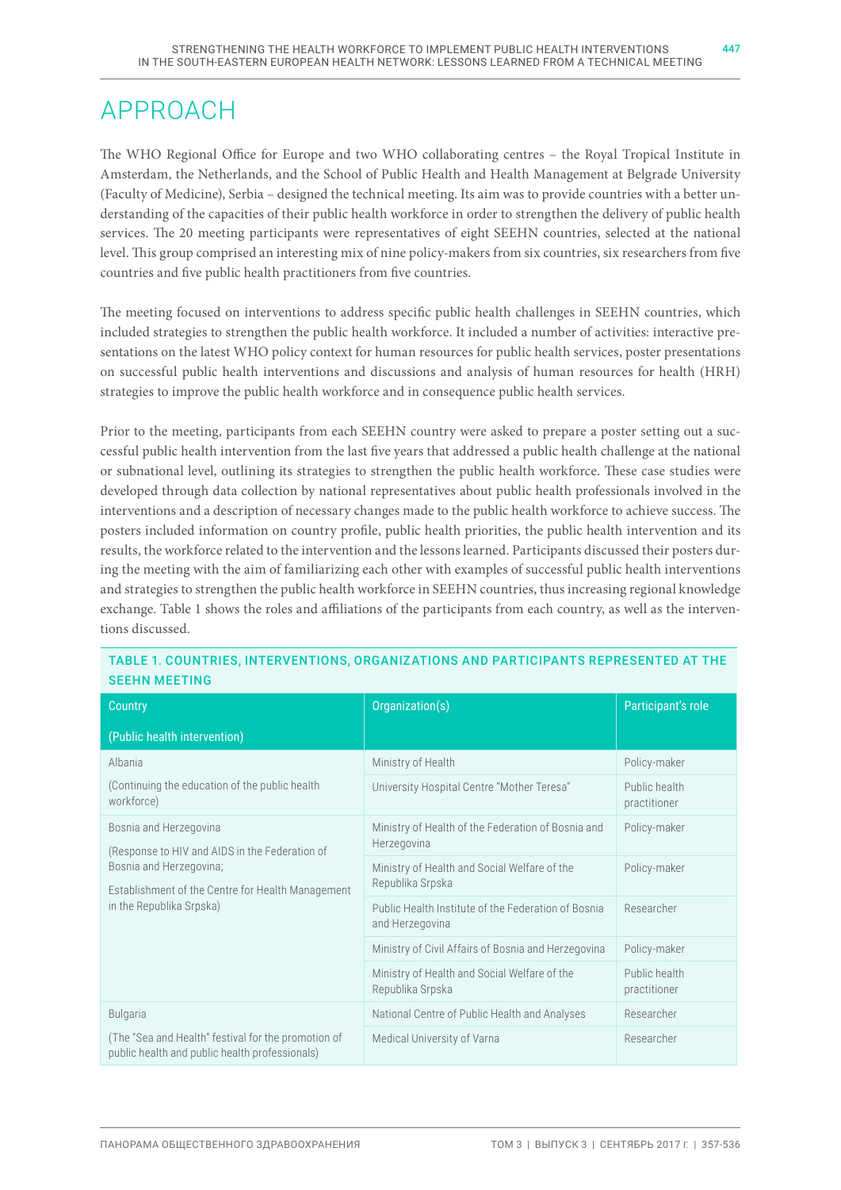# APPROACH

The WHO Regional Office for Europe and two WHO collaborating centres – the Royal Tropical Institute in Amsterdam, the Netherlands, and the School of Public Health and Health Management at Belgrade University (Faculty of Medicine), Serbia – designed the technical meeting. Its aim was to provide countries with a better understanding of the capacities of their public health workforce in order to strengthen the delivery of public health services. The 20 meeting participants were representatives of eight SEEHN countries, selected at the national level. This group comprised an interesting mix of nine policy-makers from six countries, six researchers from five countries and five public health practitioners from five countries.

The meeting focused on interventions to address specific public health challenges in SEEHN countries, which included strategies to strengthen the public health workforce. It included a number of activities: interactive presentations on the latest WHO policy context for human resources for public health services, poster presentations on successful public health interventions and discussions and analysis of human resources for health (HRH) strategies to improve the public health workforce and in consequence public health services.

Prior to the meeting, participants from each SEEHN country were asked to prepare a poster setting out a successful public health intervention from the last five years that addressed a public health challenge at the national or subnational level, outlining its strategies to strengthen the public health workforce. These case studies were developed through data collection by national representatives about public health professionals involved in the interventions and a description of necessary changes made to the public health workforce to achieve success. The posters included information on country profile, public health priorities, the public health intervention and its results, the workforce related to the intervention and the lessons learned. Participants discussed their posters during the meeting with the aim of familiarizing each other with examples of successful public health interventions and strategies to strengthen the public health workforce in SEEHN countries, thus increasing regional knowledge exchange. Table 1 shows the roles and affiliations of the participants from each country, as well as the interventions discussed.

**TABLE 1. COUNTRIES, INTERVENTIONS, ORGANIZATIONS AND PARTICIPANTS REPRESENTED AT THE SEEHN MEETING**

| Country (Public health intervention) | Organization(s) | Participant's role |
|---|---|---|
| Albania (Continuing the education of the public health workforce) | Ministry of Health | Policy-maker |
| | University Hospital Centre "Mother Teresa" | Public health practitioner |
| Bosnia and Herzegovina (Response to HIV and AIDS in the Federation of Bosnia and Herzegovina; Establishment of the Centre for Health Management in the Republika Srpska) | Ministry of Health of the Federation of Bosnia and Herzegovina | Policy-maker |
| | Ministry of Health and Social Welfare of the Republika Srpska | Policy-maker |
| | Public Health Institute of the Federation of Bosnia and Herzegovina | Researcher |
| | Ministry of Civil Affairs of Bosnia and Herzegovina | Policy-maker |
| | Ministry of Health and Social Welfare of the Republika Srpska | Public health practitioner |
| Bulgaria (The "Sea and Health" festival for the promotion of public health and public health professionals) | National Centre of Public Health and Analyses | Researcher |
| | Medical University of Varna | Researcher |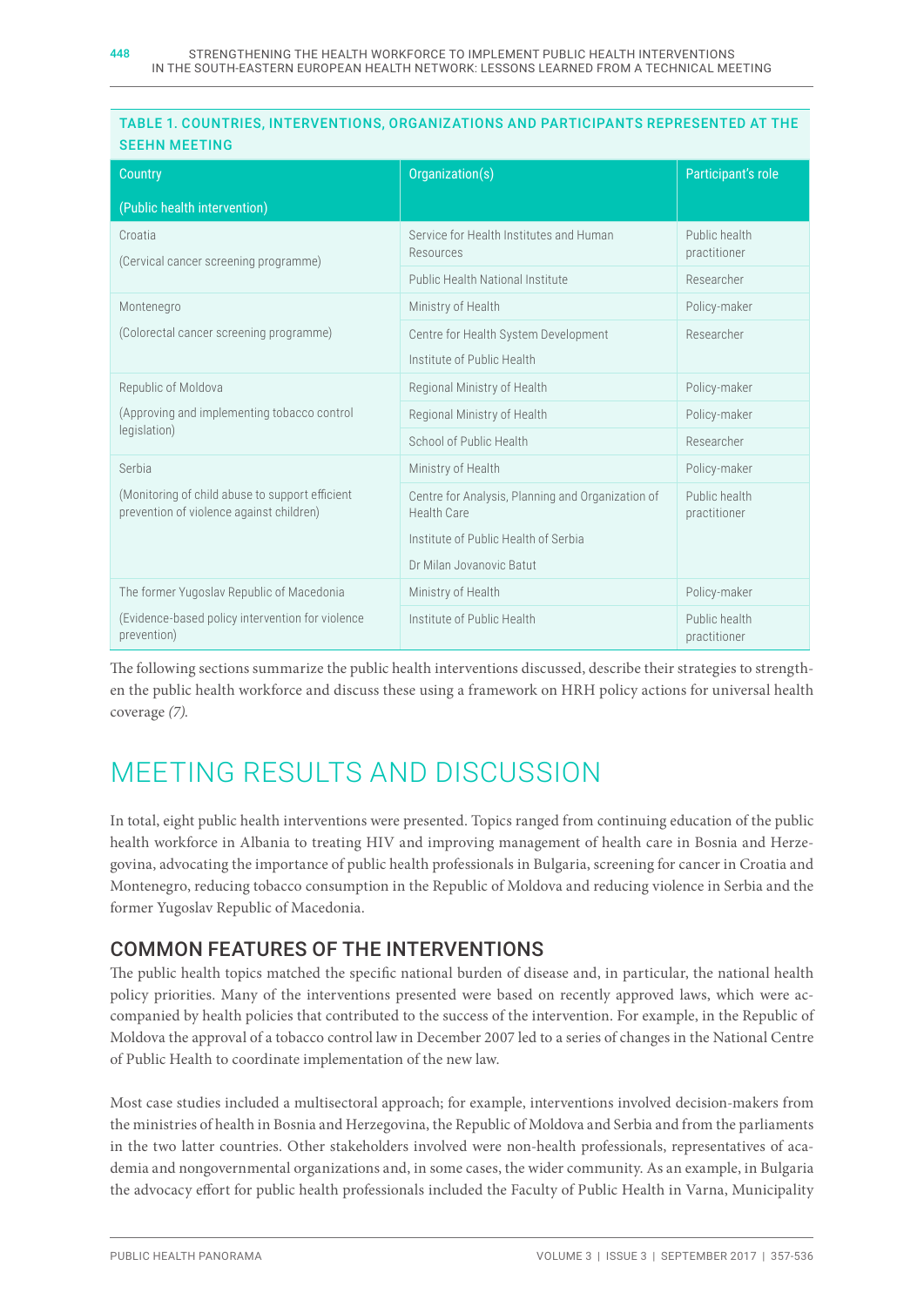**TABLE 1. COUNTRIES, INTERVENTIONS, ORGANIZATIONS AND PARTICIPANTS REPRESENTED AT THE SEEHN MEETING**

| Country (Public health intervention) | Organization(s) | Participant's role |
|---|---|---|
| Croatia (Cervical cancer screening programme) | Service for Health Institutes and Human Resources | Public health practitioner |
| | Public Health National Institute | Researcher |
| Montenegro (Colorectal cancer screening programme) | Ministry of Health | Policy-maker |
| | Centre for Health System Development, Institute of Public Health | Researcher |
| Republic of Moldova (Approving and implementing tobacco control legislation) | Regional Ministry of Health | Policy-maker |
| | Regional Ministry of Health | Policy-maker |
| | School of Public Health | Researcher |
| Serbia (Monitoring of child abuse to support efficient prevention of violence against children) | Ministry of Health | Policy-maker |
| | Centre for Analysis, Planning and Organization of Health Care, Institute of Public Health of Serbia, Dr Milan Jovanovic Batut | Public health practitioner |
| The former Yugoslav Republic of Macedonia (Evidence-based policy intervention for violence prevention) | Ministry of Health | Policy-maker |
| | Institute of Public Health | Public health practitioner |

The following sections summarize the public health interventions discussed, describe their strategies to strengthen the public health workforce and discuss these using a framework on HRH policy actions for universal health coverage *(7)*.

# MEETING RESULTS AND DISCUSSION

In total, eight public health interventions were presented. Topics ranged from continuing education of the public health workforce in Albania to treating HIV and improving management of health care in Bosnia and Herzegovina, advocating the importance of public health professionals in Bulgaria, screening for cancer in Croatia and Montenegro, reducing tobacco consumption in the Republic of Moldova and reducing violence in Serbia and the former Yugoslav Republic of Macedonia.

## COMMON FEATURES OF THE INTERVENTIONS

The public health topics matched the specific national burden of disease and, in particular, the national health policy priorities. Many of the interventions presented were based on recently approved laws, which were accompanied by health policies that contributed to the success of the intervention. For example, in the Republic of Moldova the approval of a tobacco control law in December 2007 led to a series of changes in the National Centre of Public Health to coordinate implementation of the new law.

Most case studies included a multisectoral approach; for example, interventions involved decision-makers from the ministries of health in Bosnia and Herzegovina, the Republic of Moldova and Serbia and from the parliaments in the two latter countries. Other stakeholders involved were non-health professionals, representatives of academia and nongovernmental organizations and, in some cases, the wider community. As an example, in Bulgaria the advocacy effort for public health professionals included the Faculty of Public Health in Varna, Municipality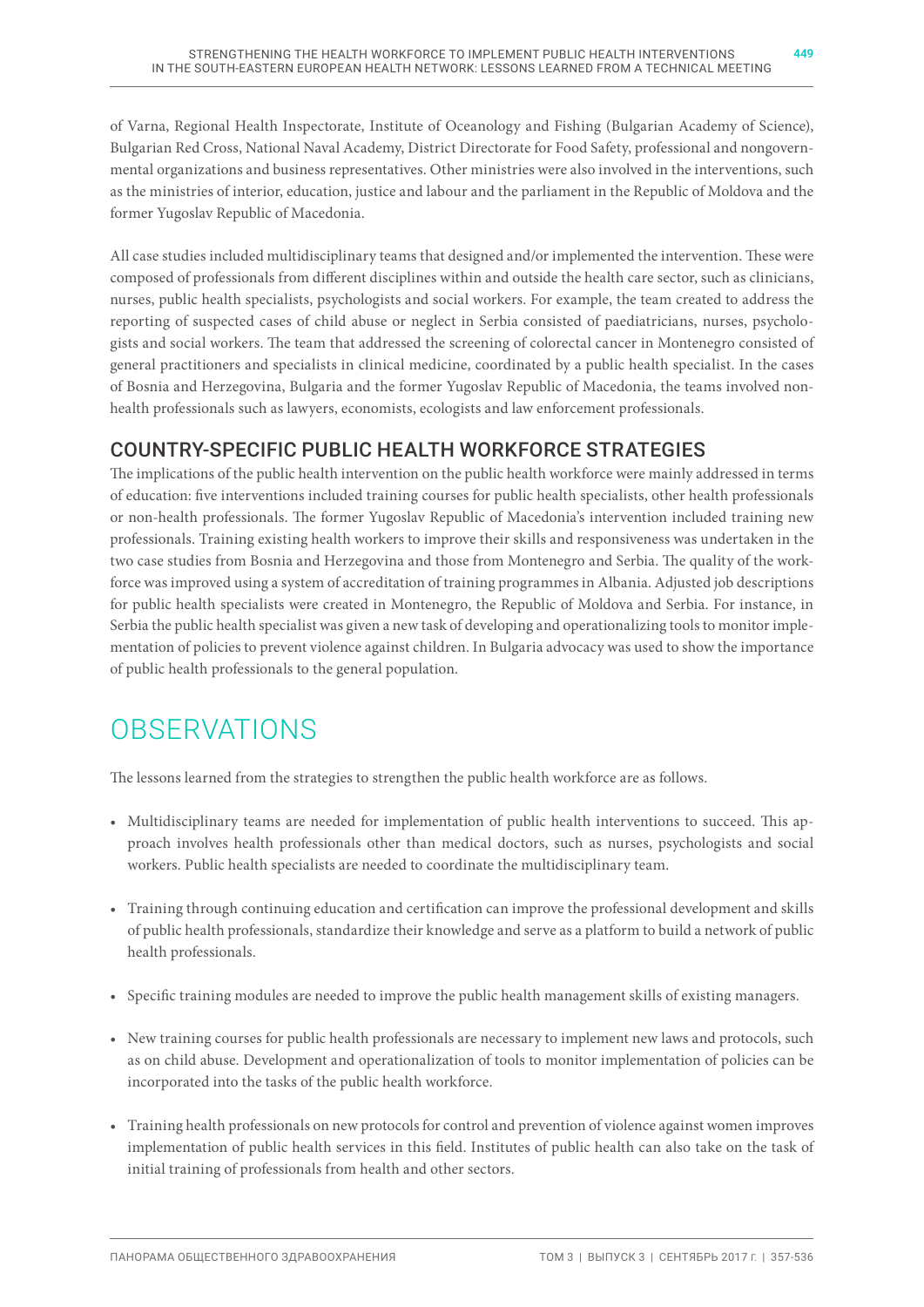of Varna, Regional Health Inspectorate, Institute of Oceanology and Fishing (Bulgarian Academy of Science), Bulgarian Red Cross, National Naval Academy, District Directorate for Food Safety, professional and nongovernmental organizations and business representatives. Other ministries were also involved in the interventions, such as the ministries of interior, education, justice and labour and the parliament in the Republic of Moldova and the former Yugoslav Republic of Macedonia.

All case studies included multidisciplinary teams that designed and/or implemented the intervention. These were composed of professionals from different disciplines within and outside the health care sector, such as clinicians, nurses, public health specialists, psychologists and social workers. For example, the team created to address the reporting of suspected cases of child abuse or neglect in Serbia consisted of paediatricians, nurses, psychologists and social workers. The team that addressed the screening of colorectal cancer in Montenegro consisted of general practitioners and specialists in clinical medicine, coordinated by a public health specialist. In the cases of Bosnia and Herzegovina, Bulgaria and the former Yugoslav Republic of Macedonia, the teams involved non-health professionals such as lawyers, economists, ecologists and law enforcement professionals.

### COUNTRY-SPECIFIC PUBLIC HEALTH WORKFORCE STRATEGIES

The implications of the public health intervention on the public health workforce were mainly addressed in terms of education: five interventions included training courses for public health specialists, other health professionals or non-health professionals. The former Yugoslav Republic of Macedonia's intervention included training new professionals. Training existing health workers to improve their skills and responsiveness was undertaken in the two case studies from Bosnia and Herzegovina and those from Montenegro and Serbia. The quality of the workforce was improved using a system of accreditation of training programmes in Albania. Adjusted job descriptions for public health specialists were created in Montenegro, the Republic of Moldova and Serbia. For instance, in Serbia the public health specialist was given a new task of developing and operationalizing tools to monitor implementation of policies to prevent violence against children. In Bulgaria advocacy was used to show the importance of public health professionals to the general population.

## OBSERVATIONS

The lessons learned from the strategies to strengthen the public health workforce are as follows.

- Multidisciplinary teams are needed for implementation of public health interventions to succeed. This approach involves health professionals other than medical doctors, such as nurses, psychologists and social workers. Public health specialists are needed to coordinate the multidisciplinary team.
- Training through continuing education and certification can improve the professional development and skills of public health professionals, standardize their knowledge and serve as a platform to build a network of public health professionals.
- Specific training modules are needed to improve the public health management skills of existing managers.
- New training courses for public health professionals are necessary to implement new laws and protocols, such as on child abuse. Development and operationalization of tools to monitor implementation of policies can be incorporated into the tasks of the public health workforce.
- Training health professionals on new protocols for control and prevention of violence against women improves implementation of public health services in this field. Institutes of public health can also take on the task of initial training of professionals from health and other sectors.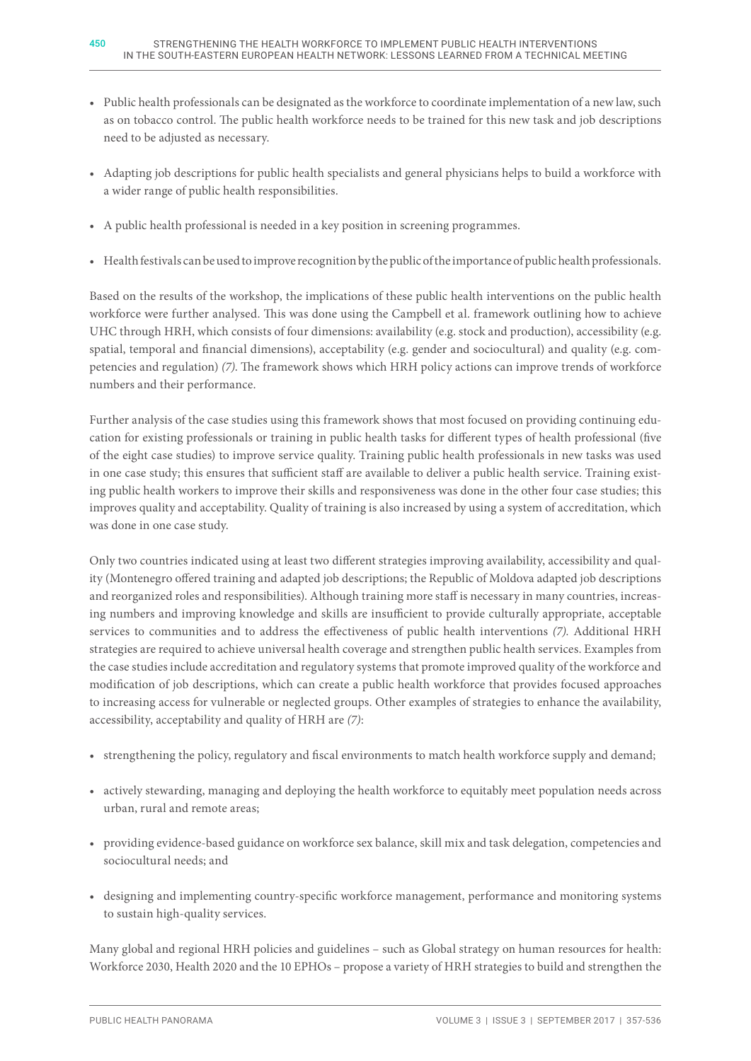- Public health professionals can be designated as the workforce to coordinate implementation of a new law, such as on tobacco control. The public health workforce needs to be trained for this new task and job descriptions need to be adjusted as necessary.
- Adapting job descriptions for public health specialists and general physicians helps to build a workforce with a wider range of public health responsibilities.
- A public health professional is needed in a key position in screening programmes.
- Health festivals can be used to improve recognition by the public of the importance of public health professionals.

Based on the results of the workshop, the implications of these public health interventions on the public health workforce were further analysed. This was done using the Campbell et al. framework outlining how to achieve UHC through HRH, which consists of four dimensions: availability (e.g. stock and production), accessibility (e.g. spatial, temporal and financial dimensions), acceptability (e.g. gender and sociocultural) and quality (e.g. competencies and regulation) *(7)*. The framework shows which HRH policy actions can improve trends of workforce numbers and their performance.

Further analysis of the case studies using this framework shows that most focused on providing continuing education for existing professionals or training in public health tasks for different types of health professional (five of the eight case studies) to improve service quality. Training public health professionals in new tasks was used in one case study; this ensures that sufficient staff are available to deliver a public health service. Training existing public health workers to improve their skills and responsiveness was done in the other four case studies; this improves quality and acceptability. Quality of training is also increased by using a system of accreditation, which was done in one case study.

Only two countries indicated using at least two different strategies improving availability, accessibility and quality (Montenegro offered training and adapted job descriptions; the Republic of Moldova adapted job descriptions and reorganized roles and responsibilities). Although training more staff is necessary in many countries, increasing numbers and improving knowledge and skills are insufficient to provide culturally appropriate, acceptable services to communities and to address the effectiveness of public health interventions *(7)*. Additional HRH strategies are required to achieve universal health coverage and strengthen public health services. Examples from the case studies include accreditation and regulatory systems that promote improved quality of the workforce and modification of job descriptions, which can create a public health workforce that provides focused approaches to increasing access for vulnerable or neglected groups. Other examples of strategies to enhance the availability, accessibility, acceptability and quality of HRH are *(7)*:

- strengthening the policy, regulatory and fiscal environments to match health workforce supply and demand;
- actively stewarding, managing and deploying the health workforce to equitably meet population needs across urban, rural and remote areas;
- providing evidence-based guidance on workforce sex balance, skill mix and task delegation, competencies and sociocultural needs; and
- designing and implementing country-specific workforce management, performance and monitoring systems to sustain high-quality services.

Many global and regional HRH policies and guidelines – such as Global strategy on human resources for health: Workforce 2030, Health 2020 and the 10 EPHOs – propose a variety of HRH strategies to build and strengthen the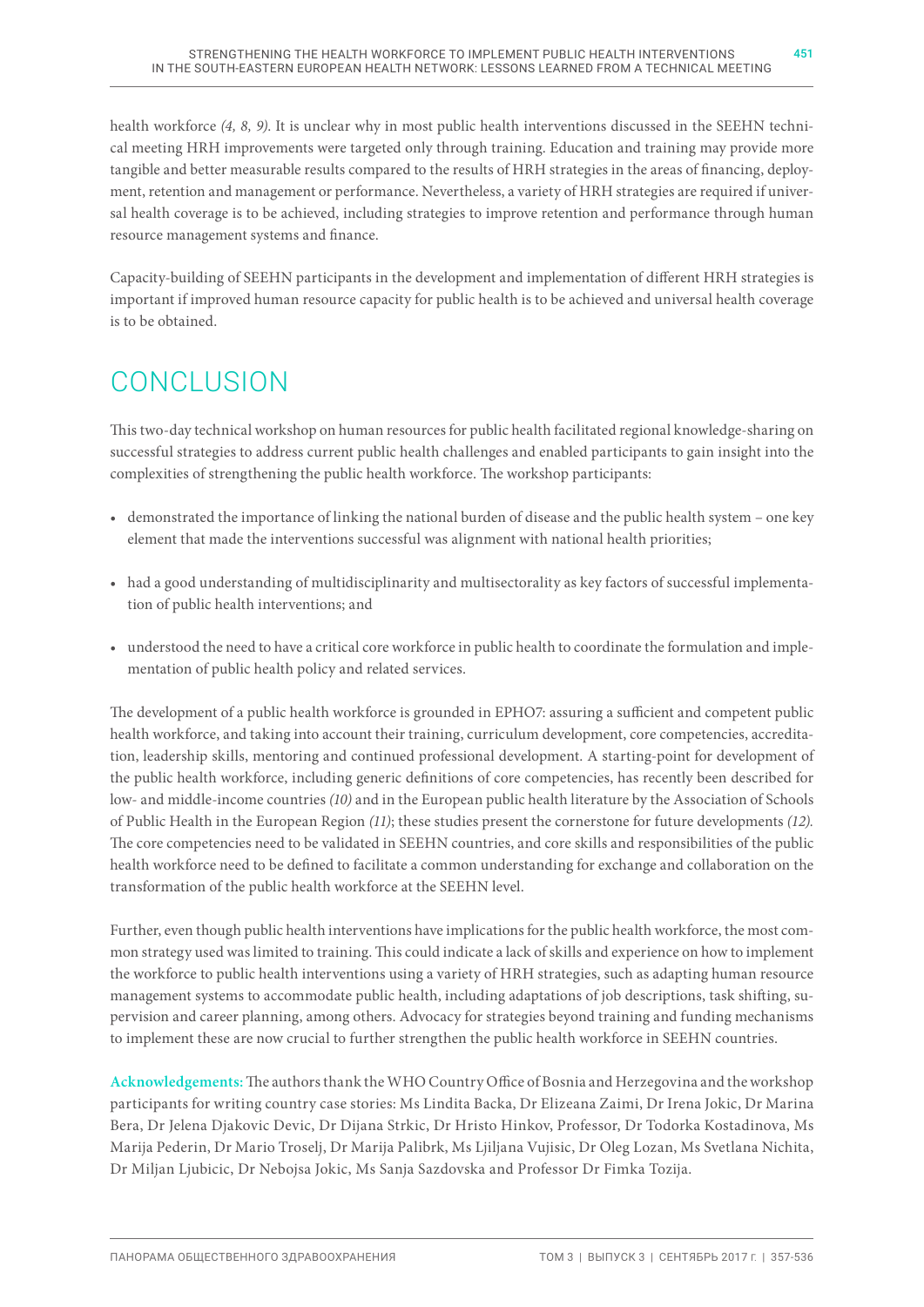health workforce *(4, 8, 9)*. It is unclear why in most public health interventions discussed in the SEEHN technical meeting HRH improvements were targeted only through training. Education and training may provide more tangible and better measurable results compared to the results of HRH strategies in the areas of financing, deployment, retention and management or performance. Nevertheless, a variety of HRH strategies are required if universal health coverage is to be achieved, including strategies to improve retention and performance through human resource management systems and finance.

Capacity-building of SEEHN participants in the development and implementation of different HRH strategies is important if improved human resource capacity for public health is to be achieved and universal health coverage is to be obtained.

# CONCLUSION

This two-day technical workshop on human resources for public health facilitated regional knowledge-sharing on successful strategies to address current public health challenges and enabled participants to gain insight into the complexities of strengthening the public health workforce. The workshop participants:

- demonstrated the importance of linking the national burden of disease and the public health system – one key element that made the interventions successful was alignment with national health priorities;
- had a good understanding of multidisciplinarity and multisectorality as key factors of successful implementation of public health interventions; and
- understood the need to have a critical core workforce in public health to coordinate the formulation and implementation of public health policy and related services.

The development of a public health workforce is grounded in EPHO7: assuring a sufficient and competent public health workforce, and taking into account their training, curriculum development, core competencies, accreditation, leadership skills, mentoring and continued professional development. A starting-point for development of the public health workforce, including generic definitions of core competencies, has recently been described for low- and middle-income countries *(10)* and in the European public health literature by the Association of Schools of Public Health in the European Region *(11)*; these studies present the cornerstone for future developments *(12)*. The core competencies need to be validated in SEEHN countries, and core skills and responsibilities of the public health workforce need to be defined to facilitate a common understanding for exchange and collaboration on the transformation of the public health workforce at the SEEHN level.

Further, even though public health interventions have implications for the public health workforce, the most common strategy used was limited to training. This could indicate a lack of skills and experience on how to implement the workforce to public health interventions using a variety of HRH strategies, such as adapting human resource management systems to accommodate public health, including adaptations of job descriptions, task shifting, supervision and career planning, among others. Advocacy for strategies beyond training and funding mechanisms to implement these are now crucial to further strengthen the public health workforce in SEEHN countries.

**Acknowledgements:** The authors thank the WHO Country Office of Bosnia and Herzegovina and the workshop participants for writing country case stories: Ms Lindita Backa, Dr Elizeana Zaimi, Dr Irena Jokic, Dr Marina Bera, Dr Jelena Djakovic Devic, Dr Dijana Strkic, Dr Hristo Hinkov, Professor, Dr Todorka Kostadinova, Ms Marija Pederin, Dr Mario Troselj, Dr Marija Palibrk, Ms Ljiljana Vujisic, Dr Oleg Lozan, Ms Svetlana Nichita, Dr Miljan Ljubicic, Dr Nebojsa Jokic, Ms Sanja Sazdovska and Professor Dr Fimka Tozija.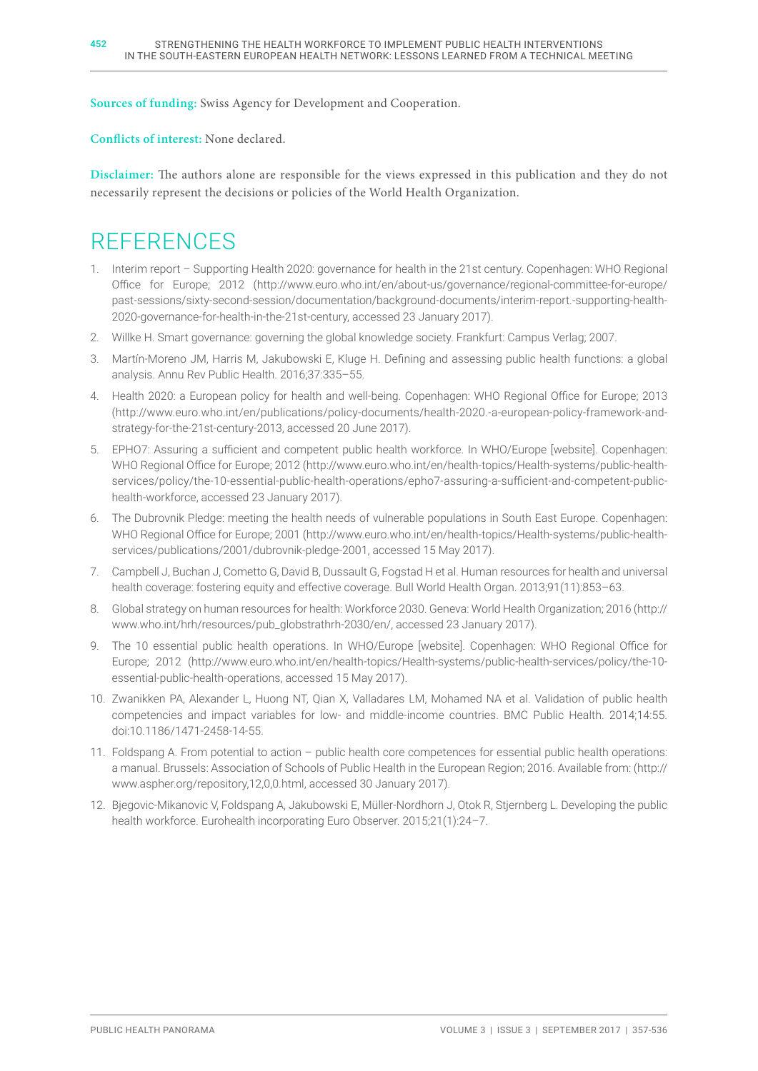**Sources of funding:** Swiss Agency for Development and Cooperation.

**Conflicts of interest:** None declared.

**Disclaimer:** The authors alone are responsible for the views expressed in this publication and they do not necessarily represent the decisions or policies of the World Health Organization.

# REFERENCES

1. Interim report – Supporting Health 2020: governance for health in the 21st century. Copenhagen: WHO Regional Office for Europe; 2012 (http://www.euro.who.int/en/about-us/governance/regional-committee-for-europe/past-sessions/sixty-second-session/documentation/background-documents/interim-report.-supporting-health-2020-governance-for-health-in-the-21st-century, accessed 23 January 2017).
2. Willke H. Smart governance: governing the global knowledge society. Frankfurt: Campus Verlag; 2007.
3. Martín-Moreno JM, Harris M, Jakubowski E, Kluge H. Defining and assessing public health functions: a global analysis. Annu Rev Public Health. 2016;37:335–55.
4. Health 2020: a European policy for health and well-being. Copenhagen: WHO Regional Office for Europe; 2013 (http://www.euro.who.int/en/publications/policy-documents/health-2020.-a-european-policy-framework-and-strategy-for-the-21st-century-2013, accessed 20 June 2017).
5. EPHO7: Assuring a sufficient and competent public health workforce. In WHO/Europe [website]. Copenhagen: WHO Regional Office for Europe; 2012 (http://www.euro.who.int/en/health-topics/Health-systems/public-health-services/policy/the-10-essential-public-health-operations/epho7-assuring-a-sufficient-and-competent-public-health-workforce, accessed 23 January 2017).
6. The Dubrovnik Pledge: meeting the health needs of vulnerable populations in South East Europe. Copenhagen: WHO Regional Office for Europe; 2001 (http://www.euro.who.int/en/health-topics/Health-systems/public-health-services/publications/2001/dubrovnik-pledge-2001, accessed 15 May 2017).
7. Campbell J, Buchan J, Cometto G, David B, Dussault G, Fogstad H et al. Human resources for health and universal health coverage: fostering equity and effective coverage. Bull World Health Organ. 2013;91(11):853–63.
8. Global strategy on human resources for health: Workforce 2030. Geneva: World Health Organization; 2016 (http://www.who.int/hrh/resources/pub_globstrathrh-2030/en/, accessed 23 January 2017).
9. The 10 essential public health operations. In WHO/Europe [website]. Copenhagen: WHO Regional Office for Europe; 2012 (http://www.euro.who.int/en/health-topics/Health-systems/public-health-services/policy/the-10-essential-public-health-operations, accessed 15 May 2017).
10. Zwanikken PA, Alexander L, Huong NT, Qian X, Valladares LM, Mohamed NA et al. Validation of public health competencies and impact variables for low- and middle-income countries. BMC Public Health. 2014;14:55. doi:10.1186/1471-2458-14-55.
11. Foldspang A. From potential to action – public health core competences for essential public health operations: a manual. Brussels: Association of Schools of Public Health in the European Region; 2016. Available from: (http://www.aspher.org/repository,12,0,0.html, accessed 30 January 2017).
12. Bjegovic-Mikanovic V, Foldspang A, Jakubowski E, Müller-Nordhorn J, Otok R, Stjernberg L. Developing the public health workforce. Eurohealth incorporating Euro Observer. 2015;21(1):24–7.